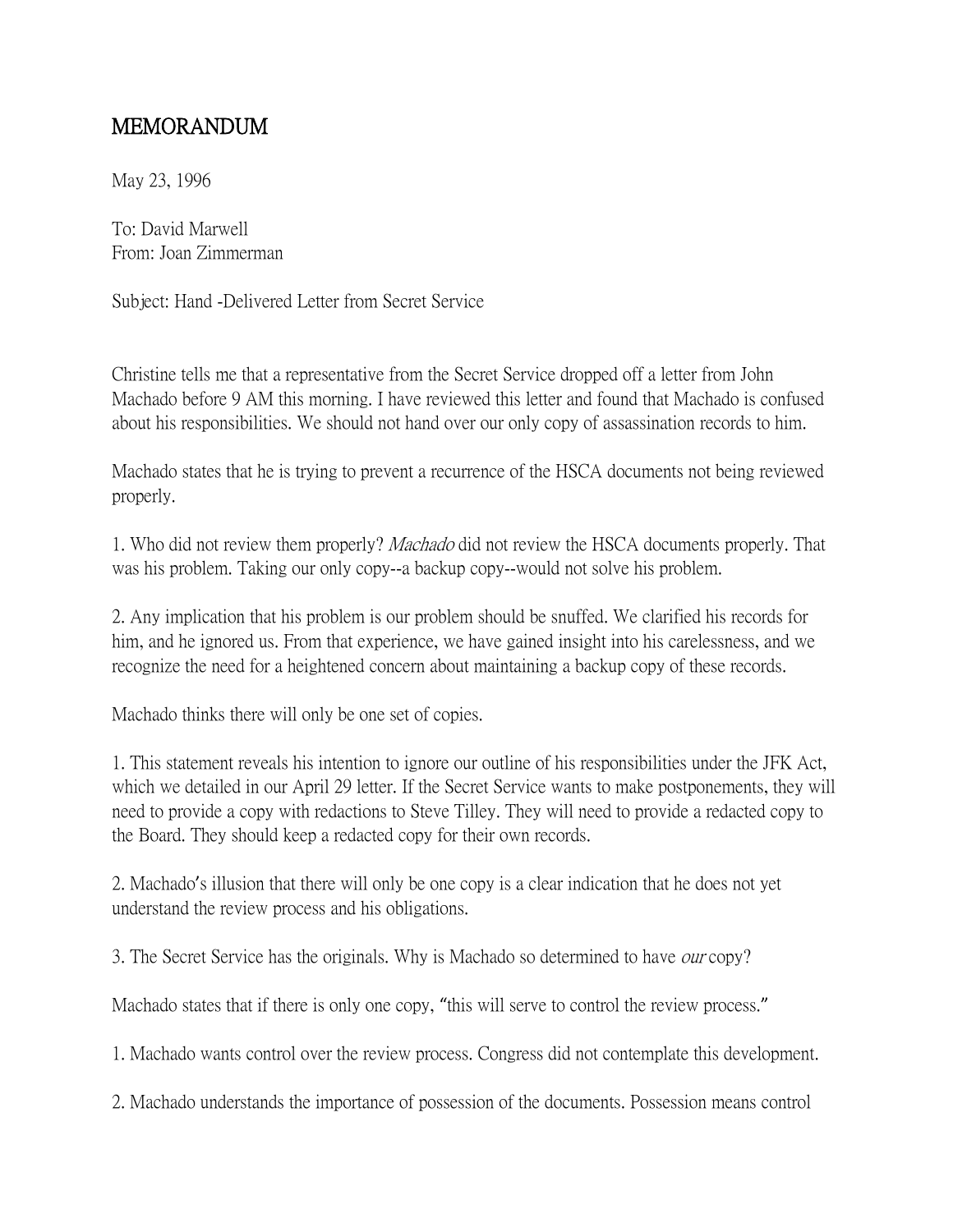# MEMORANDUM

May 23, 1996

To: David Marwell
From: Joan Zimmerman

Subject: Hand -Delivered Letter from Secret Service

Christine tells me that a representative from the Secret Service dropped off a letter from John Machado before 9 AM this morning. I have reviewed this letter and found that Machado is confused about his responsibilities. We should not hand over our only copy of assassination records to him.

Machado states that he is trying to prevent a recurrence of the HSCA documents not being reviewed properly.

1. Who did not review them properly? *Machado* did not review the HSCA documents properly. That was his problem. Taking our only copy--a backup copy--would not solve his problem.

2. Any implication that his problem is our problem should be snuffed. We clarified his records for him, and he ignored us. From that experience, we have gained insight into his carelessness, and we recognize the need for a heightened concern about maintaining a backup copy of these records.

Machado thinks there will only be one set of copies.

1. This statement reveals his intention to ignore our outline of his responsibilities under the JFK Act, which we detailed in our April 29 letter. If the Secret Service wants to make postponements, they will need to provide a copy with redactions to Steve Tilley. They will need to provide a redacted copy to the Board. They should keep a redacted copy for their own records.

2. Machado's illusion that there will only be one copy is a clear indication that he does not yet understand the review process and his obligations.

3. The Secret Service has the originals. Why is Machado so determined to have *our* copy?

Machado states that if there is only one copy, "this will serve to control the review process."

1. Machado wants control over the review process. Congress did not contemplate this development.

2. Machado understands the importance of possession of the documents. Possession means control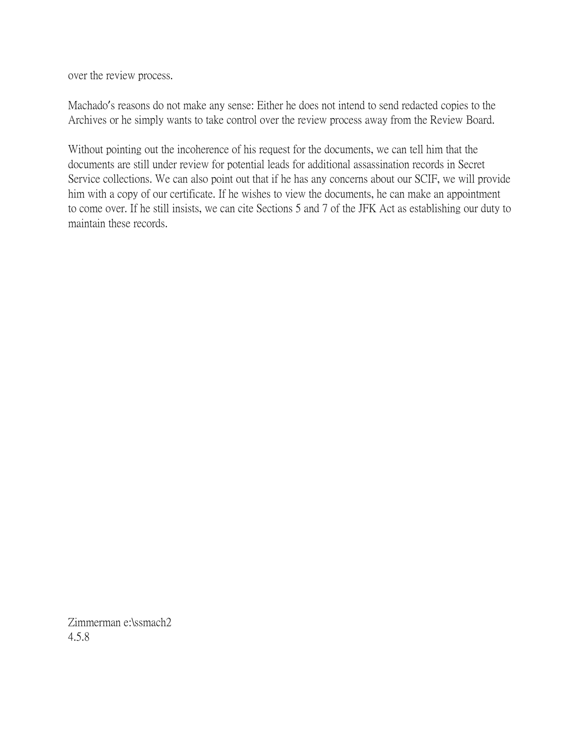over the review process.

Machado's reasons do not make any sense: Either he does not intend to send redacted copies to the Archives or he simply wants to take control over the review process away from the Review Board.

Without pointing out the incoherence of his request for the documents, we can tell him that the documents are still under review for potential leads for additional assassination records in Secret Service collections. We can also point out that if he has any concerns about our SCIF, we will provide him with a copy of our certificate. If he wishes to view the documents, he can make an appointment to come over. If he still insists, we can cite Sections 5 and 7 of the JFK Act as establishing our duty to maintain these records.

Zimmerman e:\ssmach2
4.5.8